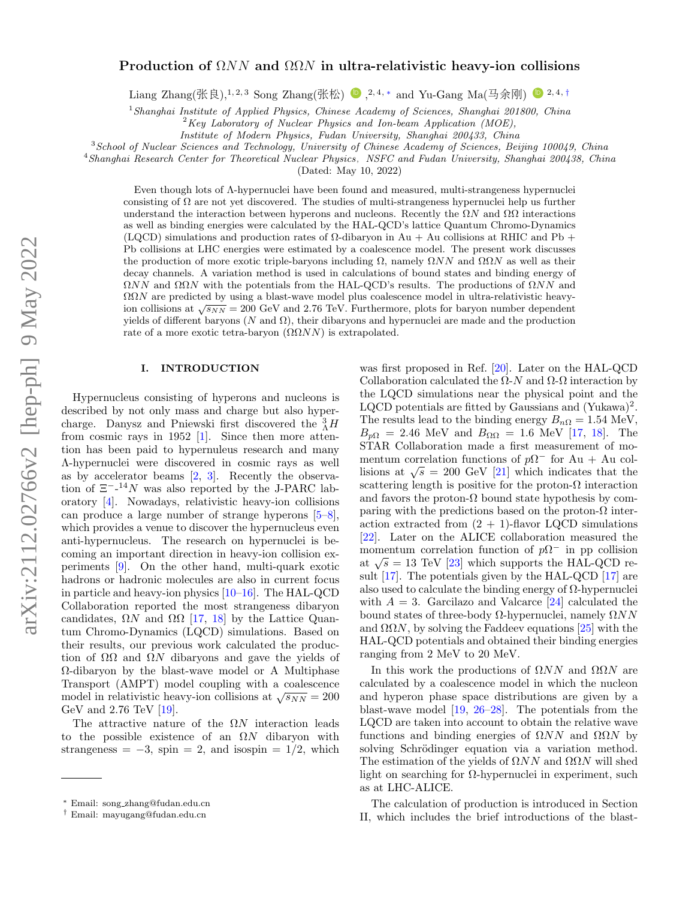# Production of $\Omega NN$ and $\Omega\Omega N$ in ultra-relativistic heavy-ion collisions

Liang Zhang(张良),[1,2,3] Song Zhang(张松),[2,4,*] and Yu-Gang Ma(马余刚)[2,4,†]

[1] *Shanghai Institute of Applied Physics, Chinese Academy of Sciences, Shanghai 201800, China*
[2] *Key Laboratory of Nuclear Physics and Ion-beam Application (MOE), Institute of Modern Physics, Fudan University, Shanghai 200433, China*
[3] *School of Nuclear Sciences and Technology, University of Chinese Academy of Sciences, Beijing 100049, China*
[4] *Shanghai Research Center for Theoretical Nuclear Physics, NSFC and Fudan University, Shanghai 200438, China*

(Dated: May 10, 2022)

Even though lots of $\Lambda$-hypernuclei have been found and measured, multi-strangeness hypernuclei consisting of $\Omega$ are not yet discovered. The studies of multi-strangeness hypernuclei help us further understand the interaction between hyperons and nucleons. Recently the $\Omega N$ and $\Omega\Omega$ interactions as well as binding energies were calculated by the HAL-QCD's lattice Quantum Chromo-Dynamics (LQCD) simulations and production rates of $\Omega$-dibaryon in Au + Au collisions at RHIC and Pb + Pb collisions at LHC energies were estimated by a coalescence model. The present work discusses the production of more exotic triple-baryons including $\Omega$, namely $\Omega NN$ and $\Omega\Omega N$ as well as their decay channels. A variation method is used in calculations of bound states and binding energy of $\Omega NN$ and $\Omega\Omega N$ with the potentials from the HAL-QCD's results. The productions of $\Omega NN$ and $\Omega\Omega N$ are predicted by using a blast-wave model plus coalescence model in ultra-relativistic heavy-ion collisions at $\sqrt{s_{NN}} = 200$ GeV and 2.76 TeV. Furthermore, plots for baryon number dependent yields of different baryons ($N$ and $\Omega$), their dibaryons and hypernuclei are made and the production rate of a more exotic tetra-baryon ($\Omega\Omega NN$) is extrapolated.

## I. INTRODUCTION

Hypernucleus consisting of hyperons and nucleons is described by not only mass and charge but also hypercharge. Danysz and Pniewski first discovered the $^{3}_{\Lambda}H$ from cosmic rays in 1952 [1]. Since then more attention has been paid to hypernuleus research and many $\Lambda$-hypernuclei were discovered in cosmic rays as well as by accelerator beams [2, 3]. Recently the observation of $\Xi^{-}$-$^{14}N$ was also reported by the J-PARC laboratory [4]. Nowadays, relativistic heavy-ion collisions can produce a large number of strange hyperons [5–8], which provides a venue to discover the hypernucleus even anti-hypernucleus. The research on hypernuclei is becoming an important direction in heavy-ion collision experiments [9]. On the other hand, multi-quark exotic hadrons or hadronic molecules are also in current focus in particle and heavy-ion physics [10–16]. The HAL-QCD Collaboration reported the most strangeness dibaryon candidates, $\Omega N$ and $\Omega\Omega$ [17, 18] by the Lattice Quantum Chromo-Dynamics (LQCD) simulations. Based on their results, our previous work calculated the production of $\Omega\Omega$ and $\Omega N$ dibaryons and gave the yields of $\Omega$-dibaryon by the blast-wave model or A Multiphase Transport (AMPT) model coupling with a coalescence model in relativistic heavy-ion collisions at $\sqrt{s_{NN}} = 200$ GeV and 2.76 TeV [19].

The attractive nature of the $\Omega N$ interaction leads to the possible existence of an $\Omega N$ dibaryon with strangeness = −3, spin = 2, and isospin = 1/2, which was first proposed in Ref. [20]. Later on the HAL-QCD Collaboration calculated the $\Omega$-$N$ and $\Omega$-$\Omega$ interaction by the LQCD simulations near the physical point and the LQCD potentials are fitted by Gaussians and $(\text{Yukawa})^2$. The results lead to the binding energy $B_{n\Omega} = 1.54$ MeV, $B_{p\Omega} = 2.46$ MeV and $B_{\Omega\Omega} = 1.6$ MeV [17, 18]. The STAR Collaboration made a first measurement of momentum correlation functions of $p\Omega^{-}$ for Au + Au collisions at $\sqrt{s} = 200$ GeV [21] which indicates that the scattering length is positive for the proton-$\Omega$ interaction and favors the proton-$\Omega$ bound state hypothesis by comparing with the predictions based on the proton-$\Omega$ interaction extracted from (2 + 1)-flavor LQCD simulations [22]. Later on the ALICE collaboration measured the momentum correlation function of $p\Omega^{-}$ in pp collision at $\sqrt{s} = 13$ TeV [23] which supports the HAL-QCD result [17]. The potentials given by the HAL-QCD [17] are also used to calculate the binding energy of $\Omega$-hypernuclei with $A = 3$. Garcilazo and Valcarce [24] calculated the bound states of three-body $\Omega$-hypernuclei, namely $\Omega NN$ and $\Omega\Omega N$, by solving the Faddeev equations [25] with the HAL-QCD potentials and obtained their binding energies ranging from 2 MeV to 20 MeV.

In this work the productions of $\Omega NN$ and $\Omega\Omega N$ are calculated by a coalescence model in which the nucleon and hyperon phase space distributions are given by a blast-wave model [19, 26–28]. The potentials from the LQCD are taken into account to obtain the relative wave functions and binding energies of $\Omega NN$ and $\Omega\Omega N$ by solving Schrödinger equation via a variation method. The estimation of the yields of $\Omega NN$ and $\Omega\Omega N$ will shed light on searching for $\Omega$-hypernuclei in experiment, such as at LHC-ALICE.

The calculation of production is introduced in Section II, which includes the brief introductions of the blast-

* Email: song_zhang@fudan.edu.cn
† Email: mayugang@fudan.edu.cn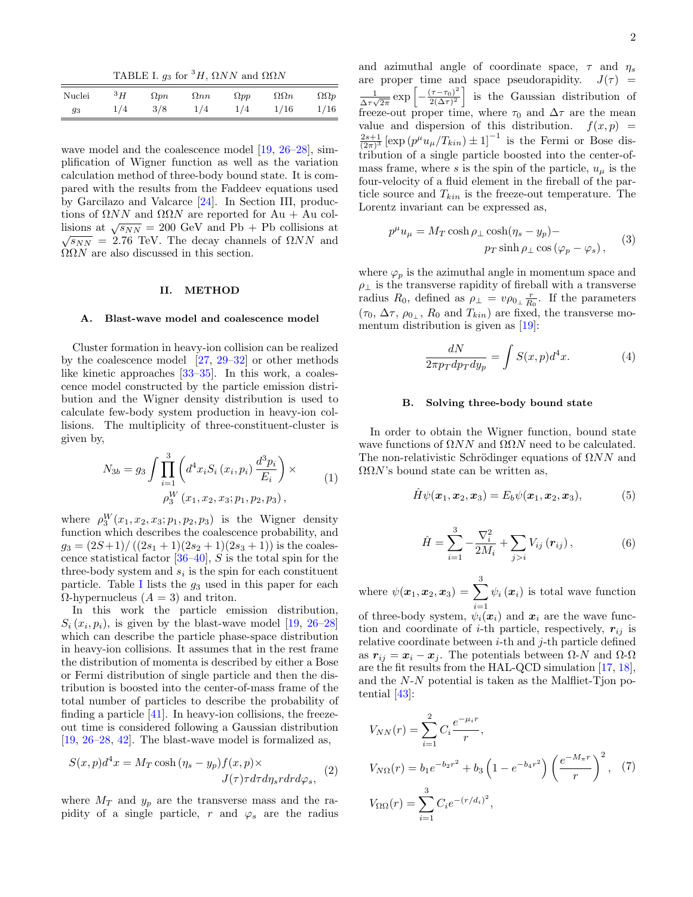TABLE I. $g_3$ for $^3H$, $\Omega NN$ and $\Omega\Omega N$

| Nuclei | $^3H$ | $\Omega pn$ | $\Omega nn$ | $\Omega pp$ | $\Omega\Omega n$ | $\Omega\Omega p$ |
|---|---|---|---|---|---|---|
| $g_3$ | 1/4 | 3/8 | 1/4 | 1/4 | 1/16 | 1/16 |

wave model and the coalescence model [19, 26–28], simplification of Wigner function as well as the variation calculation method of three-body bound state. It is compared with the results from the Faddeev equations used by Garcilazo and Valcarce [24]. In Section III, productions of $\Omega NN$ and $\Omega\Omega N$ are reported for Au + Au collisions at $\sqrt{s_{NN}}$ = 200 GeV and Pb + Pb collisions at $\sqrt{s_{NN}}$ = 2.76 TeV. The decay channels of $\Omega NN$ and $\Omega\Omega N$ are also discussed in this section.

## II. METHOD

### A. Blast-wave model and coalescence model

Cluster formation in heavy-ion collision can be realized by the coalescence model [27, 29–32] or other methods like kinetic approaches [33–35]. In this work, a coalescence model constructed by the particle emission distribution and the Wigner density distribution is used to calculate few-body system production in heavy-ion collisions. The multiplicity of three-constituent-cluster is given by,

$$
N_{3b} = g_3 \int \prod_{i=1}^{3} \left( d^4 x_i S_i \left(x_i, p_i\right) \frac{d^3 p_i}{E_i} \right) \times \rho_3^W \left(x_1, x_2, x_3; p_1, p_2, p_3\right), \tag{1}
$$

where $\rho_3^W(x_1, x_2, x_3; p_1, p_2, p_3)$ is the Wigner density function which describes the coalescence probability, and $g_3 = (2S+1)/\left((2s_1+1)(2s_2+1)(2s_3+1)\right)$ is the coalescence statistical factor [36–40], $S$ is the total spin for the three-body system and $s_i$ is the spin for each constituent particle. Table I lists the $g_3$ used in this paper for each $\Omega$-hypernucleus ($A = 3$) and triton.

In this work the particle emission distribution, $S_i\left(x_i, p_i\right)$, is given by the blast-wave model [19, 26–28] which can describe the particle phase-space distribution in heavy-ion collisions. It assumes that in the rest frame the distribution of momenta is described by either a Bose or Fermi distribution of single particle and then the distribution is boosted into the center-of-mass frame of the total number of particles to describe the probability of finding a particle [41]. In heavy-ion collisions, the freeze-out time is considered following a Gaussian distribution [19, 26–28, 42]. The blast-wave model is formalized as,

$$
S(x,p)d^4x = M_T \cosh\left(\eta_s - y_p\right) f(x,p) \times J(\tau)\tau d\tau d\eta_s r dr d\varphi_s, \tag{2}
$$

where $M_T$ and $y_p$ are the transverse mass and the rapidity of a single particle, $r$ and $\varphi_s$ are the radius and azimuthal angle of coordinate space, $\tau$ and $\eta_s$ are proper time and space pseudorapidity. $J(\tau) = \frac{1}{\Delta\tau\sqrt{2\pi}} \exp\left[-\frac{(\tau-\tau_0)^2}{2(\Delta\tau)^2}\right]$ is the Gaussian distribution of freeze-out proper time, where $\tau_0$ and $\Delta\tau$ are the mean value and dispersion of this distribution. $f(x,p) = \frac{2s+1}{(2\pi)^3}\left[\exp\left(p^\mu u_\mu / T_{kin}\right) \pm 1\right]^{-1}$ is the Fermi or Bose distribution of a single particle boosted into the center-of-mass frame, where $s$ is the spin of the particle, $u_\mu$ is the four-velocity of a fluid element in the fireball of the particle source and $T_{kin}$ is the freeze-out temperature. The Lorentz invariant can be expressed as,

$$
p^\mu u_\mu = M_T \cosh\rho_\perp \cosh(\eta_s - y_p) - p_T \sinh\rho_\perp \cos\left(\varphi_p - \varphi_s\right), \tag{3}
$$

where $\varphi_p$ is the azimuthal angle in momentum space and $\rho_\perp$ is the transverse rapidity of fireball with a transverse radius $R_0$, defined as $\rho_\perp = v\rho_{0_\perp}\frac{r}{R_0}$. If the parameters ($\tau_0$, $\Delta\tau$, $\rho_{0_\perp}$, $R_0$ and $T_{kin}$) are fixed, the transverse momentum distribution is given as [19]:

$$
\frac{dN}{2\pi p_T dp_T dy_p} = \int S(x,p) d^4x. \tag{4}
$$

### B. Solving three-body bound state

In order to obtain the Wigner function, bound state wave functions of $\Omega NN$ and $\Omega\Omega N$ need to be calculated. The non-relativistic Schrödinger equations of $\Omega NN$ and $\Omega\Omega N$'s bound state can be written as,

$$
\hat{H}\psi(\boldsymbol{x}_1, \boldsymbol{x}_2, \boldsymbol{x}_3) = E_b \psi(\boldsymbol{x}_1, \boldsymbol{x}_2, \boldsymbol{x}_3), \tag{5}
$$

$$
\hat{H} = \sum_{i=1}^{3} -\frac{\nabla_i^2}{2M_i} + \sum_{j>i} V_{ij}\left(\boldsymbol{r}_{ij}\right), \tag{6}
$$

where $\psi(\boldsymbol{x}_1, \boldsymbol{x}_2, \boldsymbol{x}_3) = \sum_{i=1}^{3} \psi_i\left(\boldsymbol{x}_i\right)$ is total wave function of three-body system, $\psi_i(\boldsymbol{x}_i)$ and $\boldsymbol{x}_i$ are the wave function and coordinate of $i$-th particle, respectively, $\boldsymbol{r}_{ij}$ is relative coordinate between $i$-th and $j$-th particle defined as $\boldsymbol{r}_{ij} = \boldsymbol{x}_i - \boldsymbol{x}_j$. The potentials between $\Omega$-$N$ and $\Omega$-$\Omega$ are the fit results from the HAL-QCD simulation [17, 18], and the $N$-$N$ potential is taken as the Malfliet-Tjon potential [43]:

$$
\begin{aligned}
V_{NN}(r) &= \sum_{i=1}^{2} C_i \frac{e^{-\mu_i r}}{r}, \\
V_{N\Omega}(r) &= b_1 e^{-b_2 r^2} + b_3\left(1 - e^{-b_4 r^2}\right)\left(\frac{e^{-M_\pi r}}{r}\right)^2, \\
V_{\Omega\Omega}(r) &= \sum_{i=1}^{3} C_i e^{-(r/d_i)^2},
\end{aligned} \tag{7}
$$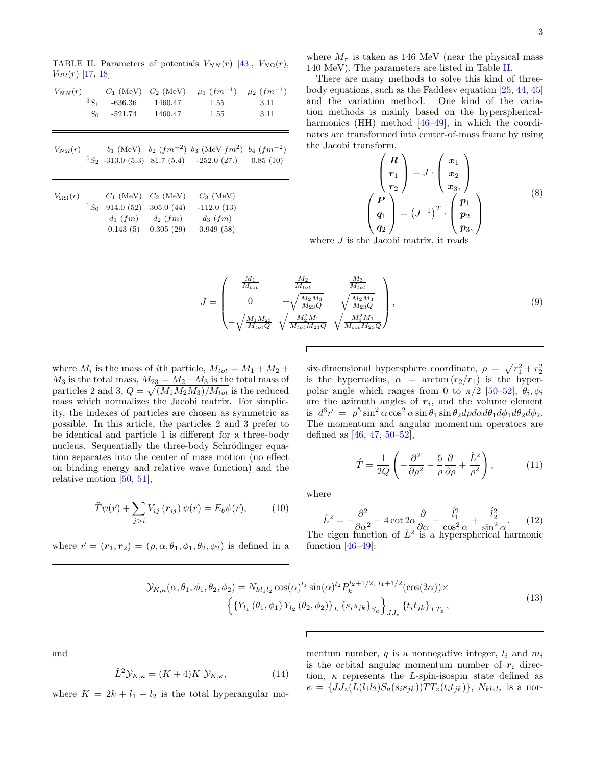TABLE II. Parameters of potentials $V_{NN}(r)$ [43], $V_{N\Omega}(r)$, $V_{\Omega\Omega}(r)$ [17, 18]

| $V_{NN}(r)$ | | $C_1$ (MeV) | $C_2$ (MeV) | $\mu_1$ $(fm^{-1})$ | $\mu_2$ $(fm^{-1})$ |
|---|---|---|---|---|---|
| | $^3S_1$ | -636.36 | 1460.47 | 1.55 | 3.11 |
| | $^1S_0$ | -521.74 | 1460.47 | 1.55 | 3.11 |
| $V_{N\Omega}(r)$ | | $b_1$ (MeV) | $b_2$ $(fm^{-2})$ | $b_3$ (MeV$\cdot fm^2$) | $b_4$ $(fm^{-2})$ |
| | $^5S_2$ | -313.0 (5.3) | 81.7 (5.4) | -252.0 (27.) | 0.85 (10) |
| $V_{\Omega\Omega}(r)$ | | $C_1$ (MeV) | $C_2$ (MeV) | $C_3$ (MeV) | |
| | $^1S_0$ | 914.0 (52) | 305.0 (44) | -112.0 (13) | |
| | | $d_1$ $(fm)$ | $d_2$ $(fm)$ | $d_3$ $(fm)$ | |
| | | 0.143 (5) | 0.305 (29) | 0.949 (58) | |

where $M_\pi$ is taken as 146 MeV (near the physical mass 140 MeV). The parameters are listed in Table II.

There are many methods to solve this kind of three-body equations, such as the Faddeev equation [25, 44, 45] and the variation method. One kind of the variation methods is mainly based on the hyperspherical-harmonics (HH) method [46–49], in which the coordinates are transformed into center-of-mass frame by using the Jacobi transform,

$$
\begin{pmatrix} \boldsymbol{R} \\ \boldsymbol{r}_1 \\ \boldsymbol{r}_2 \end{pmatrix} = J \cdot \begin{pmatrix} \boldsymbol{x}_1 \\ \boldsymbol{x}_2 \\ \boldsymbol{x}_3, \end{pmatrix}
\qquad
\begin{pmatrix} \boldsymbol{P} \\ \boldsymbol{q}_1 \\ \boldsymbol{q}_2 \end{pmatrix} = \left(J^{-1}\right)^T \cdot \begin{pmatrix} \boldsymbol{p}_1 \\ \boldsymbol{p}_2 \\ \boldsymbol{p}_3, \end{pmatrix}
\tag{8}
$$

where $J$ is the Jacobi matrix, it reads

$$
J = \begin{pmatrix} \frac{M_1}{M_{tot}} & \frac{M_2}{M_{tot}} & \frac{M_3}{M_{tot}} \\ 0 & -\sqrt{\frac{M_2 M_3}{M_{23} Q}} & \sqrt{\frac{M_2 M_3}{M_{23} Q}} \\ -\sqrt{\frac{M_1 M_{23}}{M_{tot} Q}} & \sqrt{\frac{M_2^2 M_1}{M_{tot} M_{23} Q}} & \sqrt{\frac{M_3^2 M_1}{M_{tot} M_{23} Q}} \end{pmatrix},
\tag{9}
$$

where $M_i$ is the mass of $i$th particle, $M_{tot} = M_1 + M_2 + M_3$ is the total mass, $M_{23} = M_2 + M_3$ is the total mass of particles 2 and 3, $Q = \sqrt{(M_1 M_2 M_3)/M_{tot}}$ is the reduced mass which normalizes the Jacobi matrix. For simplicity, the indexes of particles are chosen as symmetric as possible. In this article, the particles 2 and 3 prefer to be identical and particle 1 is different for a three-body nucleus. Sequentially the three-body Schrödinger equation separates into the center of mass motion (no effect on binding energy and relative wave function) and the relative motion [50, 51],

$$
\widehat{T}\psi(\vec{r}) + \sum_{j>i} V_{ij}\left(\boldsymbol{r}_{ij}\right)\psi(\vec{r}) = E_b \psi(\vec{r}),
\tag{10}
$$

where $\vec{r} = (\boldsymbol{r}_1, \boldsymbol{r}_2) = (\rho, \alpha, \theta_1, \phi_1, \theta_2, \phi_2)$ is defined in a six-dimensional hypersphere coordinate, $\rho = \sqrt{r_1^2 + r_2^2}$ is the hyperradius, $\alpha = \arctan(r_2/r_1)$ is the hyperpolar angle which ranges from 0 to $\pi/2$ [50–52], $\theta_i, \phi_i$ are the azimuth angles of $\boldsymbol{r}_i$, and the volume element is $d^6\vec{r} = \rho^5 \sin^2\alpha \cos^2\alpha \sin\theta_1 \sin\theta_2 d\rho d\alpha d\theta_1 d\phi_1 d\theta_2 d\phi_2$. The momentum and angular momentum operators are defined as [46, 47, 50–52],

$$
\hat{T} = \frac{1}{2Q}\left(-\frac{\partial^2}{\partial \rho^2} - \frac{5}{\rho}\frac{\partial}{\partial \rho} + \frac{\hat{L}^2}{\rho^2}\right),
\tag{11}
$$

where

$$
\hat{L}^2 = -\frac{\partial^2}{\partial \alpha^2} - 4\cot 2\alpha \frac{\partial}{\partial \alpha} + \frac{\hat{l}_1^2}{\cos^2\alpha} + \frac{\hat{l}_2^2}{\sin^2\alpha}.
\tag{12}
$$

The eigen function of $\hat{L}^2$ is a hyperspherical harmonic function [46–49]:

$$
\begin{aligned}
\mathcal{Y}_{K,\kappa}(\alpha, \theta_1, \phi_1, \theta_2, \phi_2) = N_{kl_1l_2} \cos(\alpha)^{l_1} \sin(\alpha)^{l_2} P_k^{l_2+1/2,\ l_1+1/2}(\cos(2\alpha)) \times \\
\left\{ \left\{ Y_{l_1}(\theta_1, \phi_1) Y_{l_2}(\theta_2, \phi_2) \right\}_L \left\{ s_i s_{jk} \right\}_{S_a} \right\}_{JJ_z} \left\{ t_i t_{jk} \right\}_{TT_z},
\end{aligned}
\tag{13}
$$

and

$$
\hat{L}^2 \mathcal{Y}_{K,\kappa} = (K+4)K\ \mathcal{Y}_{K,\kappa},
\tag{14}
$$

where $K = 2k + l_1 + l_2$ is the total hyperangular momentum number, $q$ is a nonnegative integer, $l_i$ and $m_i$ is the orbital angular momentum number of $\boldsymbol{r}_i$ direction, $\kappa$ represents the $L$-spin-isospin state defined as $\kappa = \{JJ_z(L(l_1l_2)S_a(s_is_{jk}))TT_z(t_it_{jk})\}$, $N_{kl_1l_2}$ is a nor-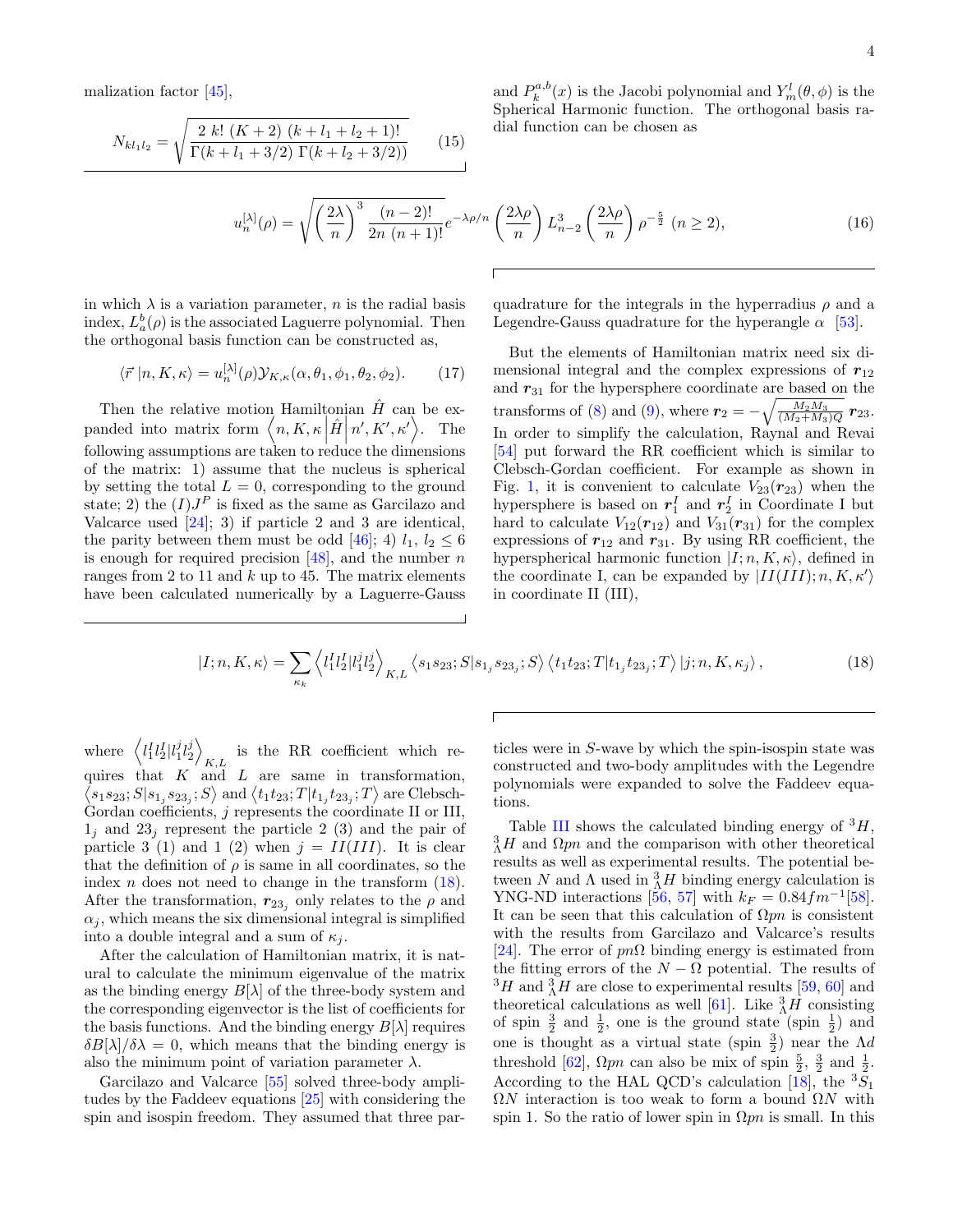malization factor [45],

$$N_{kl_1l_2} = \sqrt{\frac{2\ k!\ (K+2)\ (k+l_1+l_2+1)!}{\Gamma(k+l_1+3/2)\ \Gamma(k+l_2+3/2))}} \qquad (15)$$

and $P_k^{a,b}(x)$ is the Jacobi polynomial and $Y_m^l(\theta,\phi)$ is the Spherical Harmonic function. The orthogonal basis radial function can be chosen as

$$u_n^{[\lambda]}(\rho) = \sqrt{\left(\frac{2\lambda}{n}\right)^3 \frac{(n-2)!}{2n\ (n+1)!}} e^{-\lambda\rho/n} \left(\frac{2\lambda\rho}{n}\right) L_{n-2}^3\left(\frac{2\lambda\rho}{n}\right) \rho^{-\frac{5}{2}}\ (n \geq 2), \qquad (16)$$

in which $\lambda$ is a variation parameter, $n$ is the radial basis index, $L_a^b(\rho)$ is the associated Laguerre polynomial. Then the orthogonal basis function can be constructed as,

$$\langle \vec{r}\,|n,K,\kappa\rangle = u_n^{[\lambda]}(\rho)\mathcal{Y}_{K,\kappa}(\alpha,\theta_1,\phi_1,\theta_2,\phi_2). \qquad (17)$$

Then the relative motion Hamiltonian $\hat{H}$ can be expanded into matrix form $\left\langle n,K,\kappa\left|\hat{H}\right|n',K',\kappa'\right\rangle$. The following assumptions are taken to reduce the dimensions of the matrix: 1) assume that the nucleus is spherical by setting the total $L=0$, corresponding to the ground state; 2) the $(I)J^P$ is fixed as the same as Garcilazo and Valcarce used [24]; 3) if particle 2 and 3 are identical, the parity between them must be odd [46]; 4) $l_1$, $l_2 \leq 6$ is enough for required precision [48], and the number $n$ ranges from 2 to 11 and $k$ up to 45. The matrix elements have been calculated numerically by a Laguerre-Gauss quadrature for the integrals in the hyperradius $\rho$ and a Legendre-Gauss quadrature for the hyperangle $\alpha$ [53].

But the elements of Hamiltonian matrix need six dimensional integral and the complex expressions of $\boldsymbol{r}_{12}$ and $\boldsymbol{r}_{31}$ for the hypersphere coordinate are based on the transforms of (8) and (9), where $\boldsymbol{r}_2 = -\sqrt{\frac{M_2M_3}{(M_2+M_3)Q}}\ \boldsymbol{r}_{23}$. In order to simplify the calculation, Raynal and Revai [54] put forward the RR coefficient which is similar to Clebsch-Gordan coefficient. For example as shown in Fig. 1, it is convenient to calculate $V_{23}(\boldsymbol{r}_{23})$ when the hypersphere is based on $\boldsymbol{r}_1^I$ and $\boldsymbol{r}_2^I$ in Coordinate I but hard to calculate $V_{12}(\boldsymbol{r}_{12})$ and $V_{31}(\boldsymbol{r}_{31})$ for the complex expressions of $\boldsymbol{r}_{12}$ and $\boldsymbol{r}_{31}$. By using RR coefficient, the hyperspherical harmonic function $|I;n,K,\kappa\rangle$, defined in the coordinate I, can be expanded by $|II(III);n,K,\kappa'\rangle$ in coordinate II (III),

$$|I;n,K,\kappa\rangle = \sum_{\kappa_k} \left\langle l_1^I l_2^I | l_1^j l_2^j \right\rangle_{K,L} \left\langle s_1 s_{23};S|s_{1_j}s_{23_j};S\right\rangle \left\langle t_1 t_{23};T|t_{1_j}t_{23_j};T\right\rangle |j;n,K,\kappa_j\rangle\,, \qquad (18)$$

where $\left\langle l_1^I l_2^I | l_1^j l_2^j \right\rangle_{K,L}$ is the RR coefficient which requires that $K$ and $L$ are same in transformation, $\left\langle s_1 s_{23};S|s_{1_j}s_{23_j};S\right\rangle$ and $\left\langle t_1 t_{23};T|t_{1_j}t_{23_j};T\right\rangle$ are Clebsch-Gordan coefficients, $j$ represents the coordinate II or III, $1_j$ and $23_j$ represent the particle 2 (3) and the pair of particle 3 (1) and 1 (2) when $j = II(III)$. It is clear that the definition of $\rho$ is same in all coordinates, so the index $n$ does not need to change in the transform (18). After the transformation, $\boldsymbol{r}_{23_j}$ only relates to the $\rho$ and $\alpha_j$, which means the six dimensional integral is simplified into a double integral and a sum of $\kappa_j$.

After the calculation of Hamiltonian matrix, it is natural to calculate the minimum eigenvalue of the matrix as the binding energy $B[\lambda]$ of the three-body system and the corresponding eigenvector is the list of coefficients for the basis functions. And the binding energy $B[\lambda]$ requires $\delta B[\lambda]/\delta\lambda = 0$, which means that the binding energy is also the minimum point of variation parameter $\lambda$.

Garcilazo and Valcarce [55] solved three-body amplitudes by the Faddeev equations [25] with considering the spin and isospin freedom. They assumed that three particles were in $S$-wave by which the spin-isospin state was constructed and two-body amplitudes with the Legendre polynomials were expanded to solve the Faddeev equations.

Table III shows the calculated binding energy of $^3H$, $^3_\Lambda H$ and $\Omega pn$ and the comparison with other theoretical results as well as experimental results. The potential between $N$ and $\Lambda$ used in $^3_\Lambda H$ binding energy calculation is YNG-ND interactions [56, 57] with $k_F = 0.84 fm^{-1}$[58]. It can be seen that this calculation of $\Omega pn$ is consistent with the results from Garcilazo and Valcarce's results [24]. The error of $pn\Omega$ binding energy is estimated from the fitting errors of the $N-\Omega$ potential. The results of $^3H$ and $^3_\Lambda H$ are close to experimental results [59, 60] and theoretical calculations as well [61]. Like $^3_\Lambda H$ consisting of spin $\frac{3}{2}$ and $\frac{1}{2}$, one is the ground state (spin $\frac{1}{2}$) and one is thought as a virtual state (spin $\frac{3}{2}$) near the $\Lambda d$ threshold [62], $\Omega pn$ can also be mix of spin $\frac{5}{2}$, $\frac{3}{2}$ and $\frac{1}{2}$. According to the HAL QCD's calculation [18], the $^3S_1$ $\Omega N$ interaction is too weak to form a bound $\Omega N$ with spin 1. So the ratio of lower spin in $\Omega pn$ is small. In this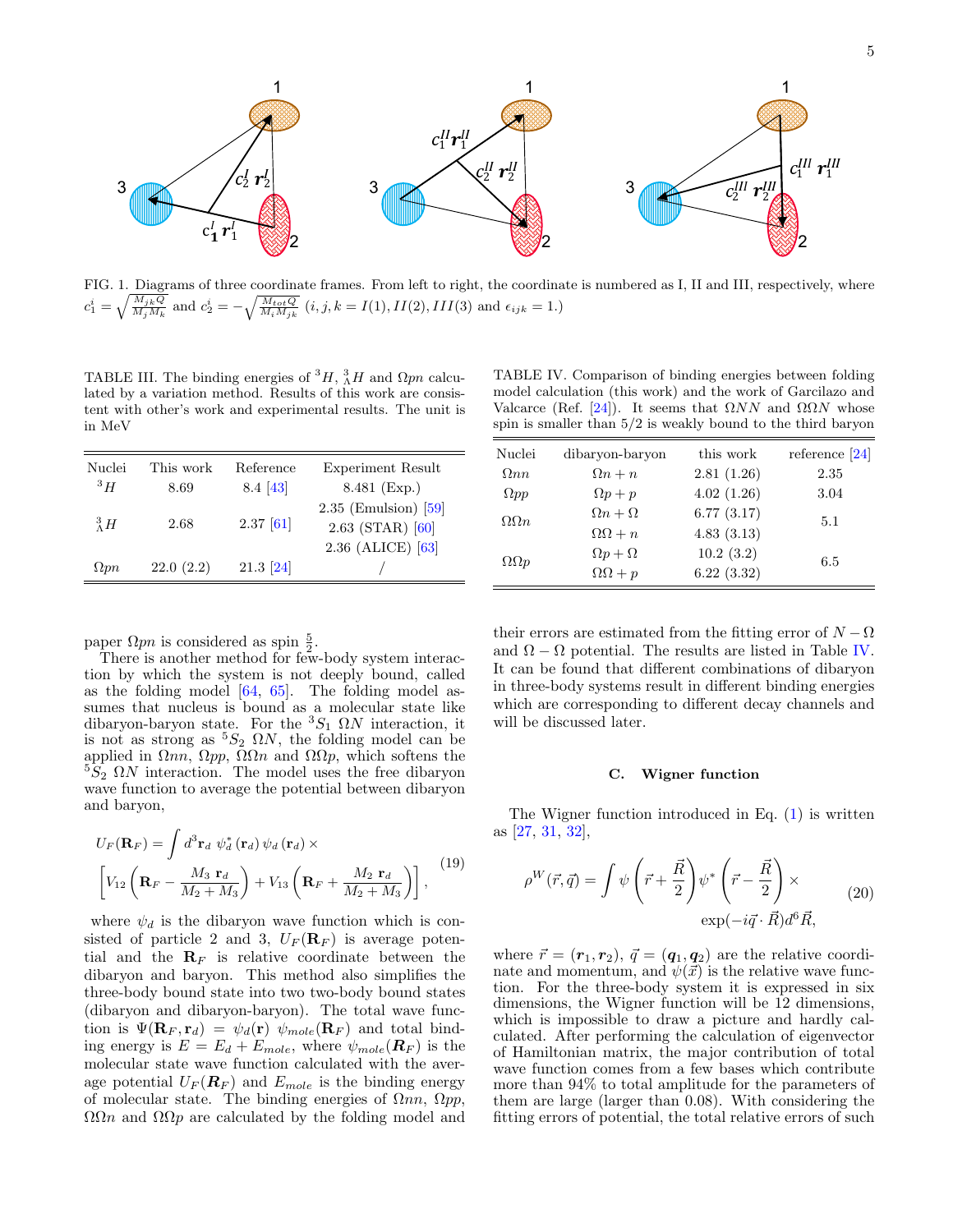FIG. 1. Diagrams of three coordinate frames. From left to right, the coordinate is numbered as I, II and III, respectively, where $c_1^i = \sqrt{\frac{M_{jk}Q}{M_j M_k}}$ and $c_2^i = -\sqrt{\frac{M_{tot}Q}{M_i M_{jk}}}$ $(i, j, k = I(1), II(2), III(3)$ and $\epsilon_{ijk} = 1.)$

TABLE III. The binding energies of $^3H$, $^3_\Lambda H$ and $\Omega pn$ calculated by a variation method. Results of this work are consistent with other's work and experimental results. The unit is in MeV

| Nuclei | This work | Reference | Experiment Result |
|---|---|---|---|
| $^3H$ | 8.69 | 8.4 [43] | 8.481 (Exp.) |
| $^3_\Lambda H$ | 2.68 | 2.37 [61] | 2.35 (Emulsion) [59]<br>2.63 (STAR) [60]<br>2.36 (ALICE) [63] |
| $\Omega pn$ | 22.0 (2.2) | 21.3 [24] | / |

TABLE IV. Comparison of binding energies between folding model calculation (this work) and the work of Garcilazo and Valcarce (Ref. [24]). It seems that $\Omega NN$ and $\Omega\Omega N$ whose spin is smaller than 5/2 is weakly bound to the third baryon

| Nuclei | dibaryon-baryon | this work | reference [24] |
|---|---|---|---|
| $\Omega nn$ | $\Omega n + n$ | 2.81 (1.26) | 2.35 |
| $\Omega pp$ | $\Omega p + p$ | 4.02 (1.26) | 3.04 |
| $\Omega\Omega n$ | $\Omega n + \Omega$ | 6.77 (3.17) | 5.1 |
| | $\Omega\Omega + n$ | 4.83 (3.13) | |
| $\Omega\Omega p$ | $\Omega p + \Omega$ | 10.2 (3.2) | 6.5 |
| | $\Omega\Omega + p$ | 6.22 (3.32) | |

paper $\Omega pn$ is considered as spin $\frac{5}{2}$.

There is another method for few-body system interaction by which the system is not deeply bound, called as the folding model [64, 65]. The folding model assumes that nucleus is bound as a molecular state like dibaryon-baryon state. For the $^3S_1$ $\Omega N$ interaction, it is not as strong as $^5S_2$ $\Omega N$, the folding model can be applied in $\Omega nn$, $\Omega pp$, $\Omega\Omega n$ and $\Omega\Omega p$, which softens the $^5S_2$ $\Omega N$ interaction. The model uses the free dibaryon wave function to average the potential between dibaryon and baryon,

$$
\begin{aligned}
U_F(\mathbf{R}_F) = \int d^3\mathbf{r}_d\ \psi_d^*(\mathbf{r}_d)\,\psi_d(\mathbf{r}_d) \times \\
\left[V_{12}\left(\mathbf{R}_F - \frac{M_3\ \mathbf{r}_d}{M_2+M_3}\right) + V_{13}\left(\mathbf{R}_F + \frac{M_2\ \mathbf{r}_d}{M_2+M_3}\right)\right],
\end{aligned}
\tag{19}
$$

where $\psi_d$ is the dibaryon wave function which is consisted of particle 2 and 3, $U_F(\mathbf{R}_F)$ is average potential and the $\mathbf{R}_F$ is relative coordinate between the dibaryon and baryon. This method also simplifies the three-body bound state into two two-body bound states (dibaryon and dibaryon-baryon). The total wave function is $\Psi(\mathbf{R}_F, \mathbf{r}_d) = \psi_d(\mathbf{r})\ \psi_{mole}(\mathbf{R}_F)$ and total binding energy is $E = E_d + E_{mole}$, where $\psi_{mole}(\boldsymbol{R}_F)$ is the molecular state wave function calculated with the average potential $U_F(\boldsymbol{R}_F)$ and $E_{mole}$ is the binding energy of molecular state. The binding energies of $\Omega nn$, $\Omega pp$, $\Omega\Omega n$ and $\Omega\Omega p$ are calculated by the folding model and their errors are estimated from the fitting error of $N-\Omega$ and $\Omega-\Omega$ potential. The results are listed in Table IV. It can be found that different combinations of dibaryon in three-body systems result in different binding energies which are corresponding to different decay channels and will be discussed later.

### C. Wigner function

The Wigner function introduced in Eq. (1) is written as [27, 31, 32],

$$
\begin{aligned}
\rho^W(\vec{r},\vec{q}) = \int \psi\left(\vec{r}+\frac{\vec{R}}{2}\right)\psi^*\left(\vec{r}-\frac{\vec{R}}{2}\right) \times \\
\exp(-i\vec{q}\cdot\vec{R})d^6\vec{R},
\end{aligned}
\tag{20}
$$

where $\vec{r} = (\boldsymbol{r}_1, \boldsymbol{r}_2)$, $\vec{q} = (\boldsymbol{q}_1, \boldsymbol{q}_2)$ are the relative coordinate and momentum, and $\psi(\vec{x})$ is the relative wave function. For the three-body system it is expressed in six dimensions, the Wigner function will be 12 dimensions, which is impossible to draw a picture and hardly calculated. After performing the calculation of eigenvector of Hamiltonian matrix, the major contribution of total wave function comes from a few bases which contribute more than 94% to total amplitude for the parameters of them are large (larger than 0.08). With considering the fitting errors of potential, the total relative errors of such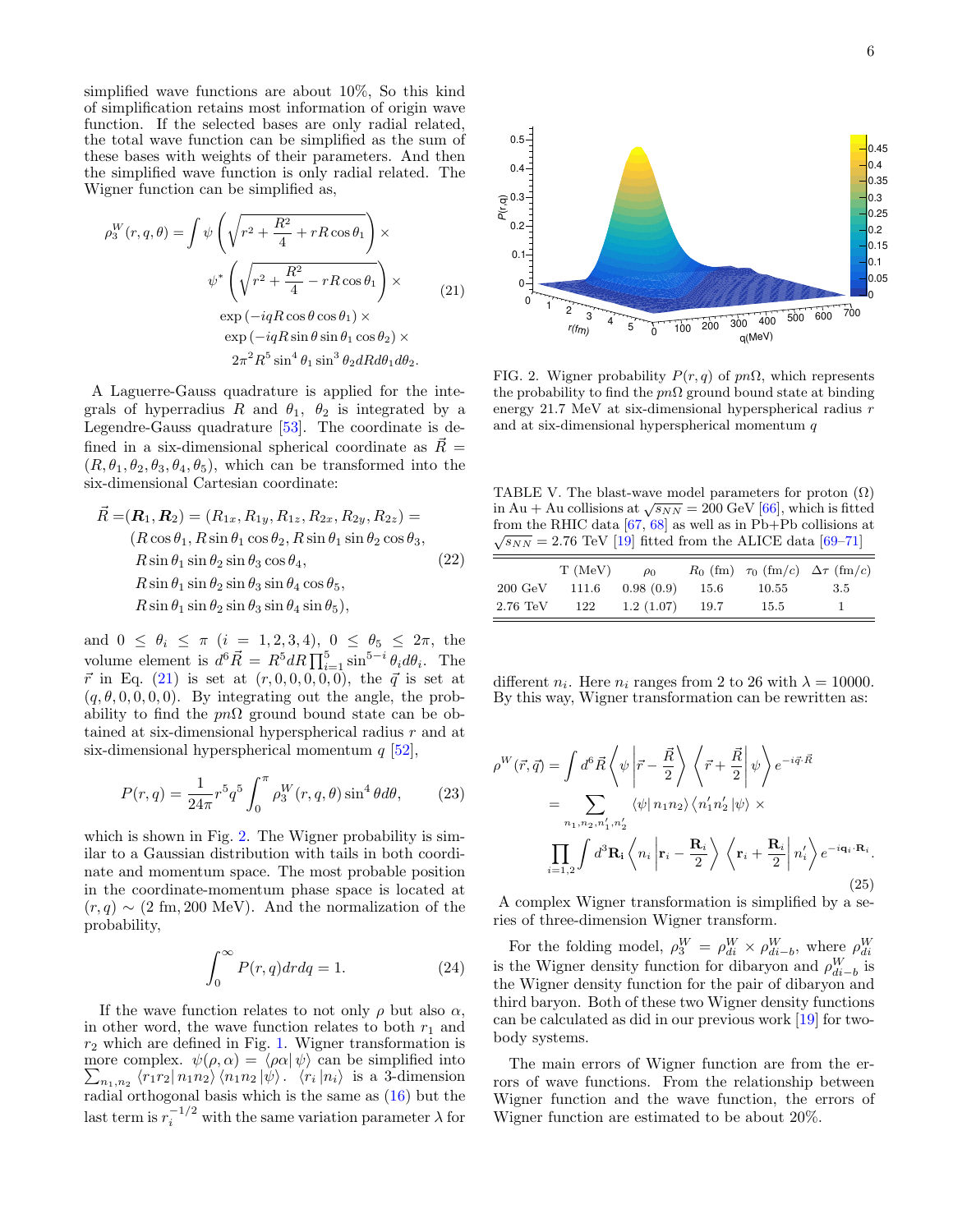simplified wave functions are about 10%, So this kind of simplification retains most information of origin wave function. If the selected bases are only radial related, the total wave function can be simplified as the sum of these bases with weights of their parameters. And then the simplified wave function is only radial related. The Wigner function can be simplified as,

$$\rho_3^W(r,q,\theta) = \int \psi\left(\sqrt{r^2+\frac{R^2}{4}+rR\cos\theta_1}\right)\times \psi^*\left(\sqrt{r^2+\frac{R^2}{4}-rR\cos\theta_1}\right)\times \exp\left(-iqR\cos\theta\cos\theta_1\right)\times \exp\left(-iqR\sin\theta\sin\theta_1\cos\theta_2\right)\times 2\pi^2R^5\sin^4\theta_1\sin^3\theta_2 dR d\theta_1 d\theta_2. \tag{21}$$

A Laguerre-Gauss quadrature is applied for the integrals of hyperradius $R$ and $\theta_1$, $\theta_2$ is integrated by a Legendre-Gauss quadrature [53]. The coordinate is defined in a six-dimensional spherical coordinate as $\vec{R} = (R,\theta_1,\theta_2,\theta_3,\theta_4,\theta_5)$, which can be transformed into the six-dimensional Cartesian coordinate:

$$\begin{aligned}\vec{R} =& (\boldsymbol{R}_1,\boldsymbol{R}_2) = (R_{1x},R_{1y},R_{1z},R_{2x},R_{2y},R_{2z}) = \\ &(R\cos\theta_1, R\sin\theta_1\cos\theta_2, R\sin\theta_1\sin\theta_2\cos\theta_3,\\ &R\sin\theta_1\sin\theta_2\sin\theta_3\cos\theta_4,\\ &R\sin\theta_1\sin\theta_2\sin\theta_3\sin\theta_4\cos\theta_5,\\ &R\sin\theta_1\sin\theta_2\sin\theta_3\sin\theta_4\sin\theta_5),\end{aligned} \tag{22}$$

and $0 \le \theta_i \le \pi$ $(i=1,2,3,4)$, $0 \le \theta_5 \le 2\pi$, the volume element is $d^6\vec{R} = R^5 dR\prod_{i=1}^5 \sin^{5-i}\theta_i d\theta_i$. The $\vec{r}$ in Eq. (21) is set at $(r,0,0,0,0,0)$, the $\vec{q}$ is set at $(q,\theta,0,0,0,0)$. By integrating out the angle, the probability to find the $pn\Omega$ ground bound state can be obtained at six-dimensional hyperspherical radius $r$ and at six-dimensional hyperspherical momentum $q$ [52],

$$P(r,q) = \frac{1}{24\pi}r^5q^5\int_0^\pi \rho_3^W(r,q,\theta)\sin^4\theta d\theta, \tag{23}$$

which is shown in Fig. 2. The Wigner probability is similar to a Gaussian distribution with tails in both coordinate and momentum space. The most probable position in the coordinate-momentum phase space is located at $(r,q) \sim (2\text{ fm}, 200\text{ MeV})$. And the normalization of the probability,

$$\int_0^\infty P(r,q)drdq = 1. \tag{24}$$

If the wave function relates to not only $\rho$ but also $\alpha$, in other word, the wave function relates to both $r_1$ and $r_2$ which are defined in Fig. 1. Wigner transformation is more complex. $\psi(\rho,\alpha) = \langle\rho\alpha|\,\psi\rangle$ can be simplified into $\sum_{n_1,n_2}\langle r_1r_2|\,n_1n_2\rangle\langle n_1n_2\,|\psi\rangle$. $\langle r_i\,|n_i\rangle$ is a 3-dimension radial orthogonal basis which is the same as (16) but the last term is $r_i^{-1/2}$ with the same variation parameter $\lambda$ for different $n_i$. Here $n_i$ ranges from 2 to 26 with $\lambda = 10000$. By this way, Wigner transformation can be rewritten as:

FIG. 2. Wigner probability $P(r,q)$ of $pn\Omega$, which represents the probability to find the $pn\Omega$ ground bound state at binding energy 21.7 MeV at six-dimensional hyperspherical radius $r$ and at six-dimensional hyperspherical momentum $q$

TABLE V. The blast-wave model parameters for proton ($\Omega$) in Au + Au collisions at $\sqrt{s_{NN}} = 200$ GeV [66], which is fitted from the RHIC data [67, 68] as well as in Pb+Pb collisions at $\sqrt{s_{NN}} = 2.76$ TeV [19] fitted from the ALICE data [69–71]

| | T (MeV) | $\rho_0$ | $R_0$ (fm) | $\tau_0$ (fm/c) | $\Delta\tau$ (fm/c) |
|---|---|---|---|---|---|
| 200 GeV | 111.6 | 0.98 (0.9) | 15.6 | 10.55 | 3.5 |
| 2.76 TeV | 122 | 1.2 (1.07) | 19.7 | 15.5 | 1 |

$$\begin{aligned}\rho^W(\vec{r},\vec{q}) &= \int d^6\vec{R}\left\langle\psi\left|\vec{r}-\frac{\vec{R}}{2}\right.\right\rangle\left\langle\vec{r}+\frac{\vec{R}}{2}\left|\psi\right.\right\rangle e^{-i\vec{q}\cdot\vec{R}}\\ &= \sum_{n_1,n_2,n_1',n_2'}\langle\psi|\,n_1n_2\rangle\langle n_1'n_2'\,|\psi\rangle\times\\ &\prod_{i=1,2}\int d^3\mathbf{R_i}\left\langle n_i\left|\mathbf{r}_i-\frac{\mathbf{R}_i}{2}\right.\right\rangle\left\langle\mathbf{r}_i+\frac{\mathbf{R}_i}{2}\left|n_i'\right.\right\rangle e^{-i\mathbf{q}_i\cdot\mathbf{R}_i}.\end{aligned} \tag{25}$$

A complex Wigner transformation is simplified by a series of three-dimension Wigner transform.

For the folding model, $\rho_3^W = \rho_{di}^W \times \rho_{di-b}^W$, where $\rho_{di}^W$ is the Wigner density function for dibaryon and $\rho_{di-b}^W$ is the Wigner density function for the pair of dibaryon and third baryon. Both of these two Wigner density functions can be calculated as did in our previous work [19] for two-body systems.

The main errors of Wigner function are from the errors of wave functions. From the relationship between Wigner function and the wave function, the errors of Wigner function are estimated to be about 20%.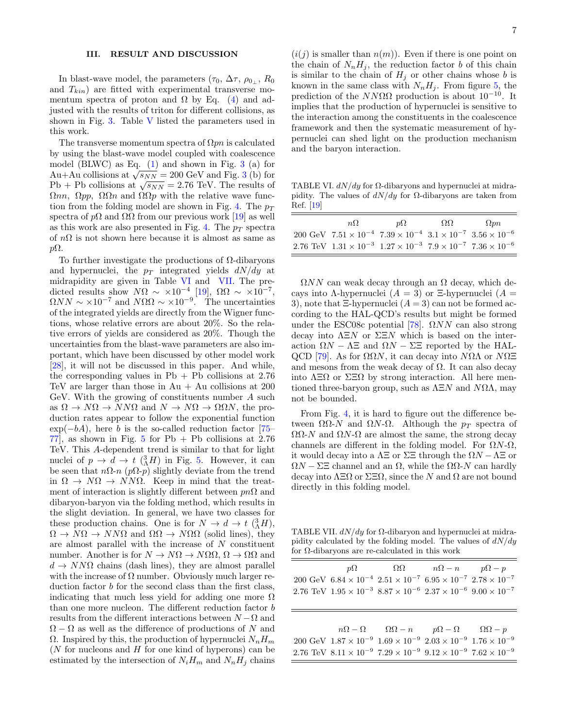## III. RESULT AND DISCUSSION

In blast-wave model, the parameters ($\tau_0$, $\Delta\tau$, $\rho_{0_\perp}$, $R_0$ and $T_{kin}$) are fitted with experimental transverse momentum spectra of proton and $\Omega$ by Eq. (4) and adjusted with the results of triton for different collisions, as shown in Fig. 3. Table V listed the parameters used in this work.

The transverse momentum spectra of $\Omega pn$ is calculated by using the blast-wave model coupled with coalescence model (BLWC) as Eq. (1) and shown in Fig. 3 (a) for Au+Au collisions at $\sqrt{s_{NN}} = 200$ GeV and Fig. 3 (b) for Pb + Pb collisions at $\sqrt{s_{NN}} = 2.76$ TeV. The results of $\Omega nn$, $\Omega pp$, $\Omega\Omega n$ and $\Omega\Omega p$ with the relative wave function from the folding model are shown in Fig. 4. The $p_T$ spectra of $p\Omega$ and $\Omega\Omega$ from our previous work [19] as well as this work are also presented in Fig. 4. The $p_T$ spectra of $n\Omega$ is not shown here because it is almost as same as $p\Omega$.

To further investigate the productions of $\Omega$-dibaryons and hypernuclei, the $p_T$ integrated yields $dN/dy$ at midrapidity are given in Table VI and VII. The predicted results show $N\Omega \sim \times 10^{-4}$ [19], $\Omega\Omega \sim \times 10^{-7}$, $\Omega NN \sim \times 10^{-7}$ and $N\Omega\Omega \sim \times 10^{-9}$. The uncertainties of the integrated yields are directly from the Wigner functions, whose relative errors are about 20%. So the relative errors of yields are considered as 20%. Though the uncertainties from the blast-wave parameters are also important, which have been discussed by other model work [28], it will not be discussed in this paper. And while, the corresponding values in Pb + Pb collisions at 2.76 TeV are larger than those in Au + Au collisions at 200 GeV. With the growing of constituents number $A$ such as $\Omega \to N\Omega \to NN\Omega$ and $N \to N\Omega \to \Omega\Omega N$, the production rates appear to follow the exponential function $\exp(-bA)$, here $b$ is the so-called reduction factor [75–77], as shown in Fig. 5 for Pb + Pb collisions at 2.76 TeV. This $A$-dependent trend is similar to that for light nuclei of $p \to d \to t$ ($^3_\Lambda H$) in Fig. 5. However, it can be seen that $n\Omega$-$n$ ($p\Omega$-$p$) slightly deviate from the trend in $\Omega \to N\Omega \to NN\Omega$. Keep in mind that the treatment of interaction is slightly different between $pn\Omega$ and dibaryon-baryon via the folding method, which results in the slight deviation. In general, we have two classes for these production chains. One is for $N \to d \to t$ ($^3_\Lambda H$), $\Omega \to N\Omega \to NN\Omega$ and $\Omega\Omega \to N\Omega\Omega$ (solid lines), they are almost parallel with the increase of $N$ constituent number. Another is for $N \to N\Omega \to N\Omega\Omega$, $\Omega \to \Omega\Omega$ and $d \to NN\Omega$ chains (dash lines), they are almost parallel with the increase of $\Omega$ number. Obviously much larger reduction factor $b$ for the second class than the first class, indicating that much less yield for adding one more $\Omega$ than one more nucleon. The different reduction factor $b$ results from the different interactions between $N-\Omega$ and $\Omega-\Omega$ as well as the difference of productions of $N$ and $\Omega$. Inspired by this, the production of hypernuclei $N_nH_m$ ($N$ for nucleons and $H$ for one kind of hyperons) can be estimated by the intersection of $N_iH_m$ and $N_nH_j$ chains ($i(j)$ is smaller than $n(m)$). Even if there is one point on the chain of $N_nH_j$, the reduction factor $b$ of this chain is similar to the chain of $H_j$ or other chains whose $b$ is known in the same class with $N_nH_j$. From figure 5, the prediction of the $NN\Omega\Omega$ production is about $10^{-10}$. It implies that the production of hypernuclei is sensitive to the interaction among the constituents in the coalescence framework and then the systematic measurement of hypernuclei can shed light on the production mechanism and the baryon interaction.

TABLE VI. $dN/dy$ for $\Omega$-dibaryons and hypernuclei at midrapidity. The values of $dN/dy$ for $\Omega$-dibaryons are taken from Ref. [19]

| | $n\Omega$ | $p\Omega$ | $\Omega\Omega$ | $\Omega pn$ |
|---|---|---|---|---|
| 200 GeV | $7.51 \times 10^{-4}$ | $7.39 \times 10^{-4}$ | $3.1 \times 10^{-7}$ | $3.56 \times 10^{-6}$ |
| 2.76 TeV | $1.31 \times 10^{-3}$ | $1.27 \times 10^{-3}$ | $7.9 \times 10^{-7}$ | $7.36 \times 10^{-6}$ |

$\Omega NN$ can weak decay through an $\Omega$ decay, which decays into $\Lambda$-hypernuclei ($A = 3$) or $\Xi$-hypernuclei ($A = 3$), note that $\Xi$-hypernuclei ($A = 3$) can not be formed according to the HAL-QCD's results but might be formed under the ESC08c potential [78]. $\Omega NN$ can also strong decay into $\Lambda\Xi N$ or $\Sigma\Xi N$ which is based on the interaction $\Omega N - \Lambda\Xi$ and $\Omega N - \Sigma\Xi$ reported by the HAL-QCD [79]. As for $\Omega\Omega N$, it can decay into $N\Omega\Lambda$ or $N\Omega\Xi$ and mesons from the weak decay of $\Omega$. It can also decay into $\Lambda\Xi\Omega$ or $\Sigma\Xi\Omega$ by strong interaction. All here mentioned three-baryon group, such as $\Lambda\Xi N$ and $N\Omega\Lambda$, may not be bounded.

From Fig. 4, it is hard to figure out the difference between $\Omega\Omega$-$N$ and $\Omega N$-$\Omega$. Although the $p_T$ spectra of $\Omega\Omega$-$N$ and $\Omega N$-$\Omega$ are almost the same, the strong decay channels are different in the folding model. For $\Omega N$-$\Omega$, it would decay into a $\Lambda\Xi$ or $\Sigma\Xi$ through the $\Omega N - \Lambda\Xi$ or $\Omega N - \Sigma\Xi$ channel and an $\Omega$, while the $\Omega\Omega$-$N$ can hardly decay into $\Lambda\Xi\Omega$ or $\Sigma\Xi\Omega$, since the $N$ and $\Omega$ are not bound directly in this folding model.

TABLE VII. $dN/dy$ for $\Omega$-dibaryon and hypernuclei at midrapidity calculated by the folding model. The values of $dN/dy$ for $\Omega$-dibaryons are re-calculated in this work

| | $p\Omega$ | $\Omega\Omega$ | $n\Omega - n$ | $p\Omega - p$ |
|---|---|---|---|---|
| 200 GeV | $6.84 \times 10^{-4}$ | $2.51 \times 10^{-7}$ | $6.95 \times 10^{-7}$ | $2.78 \times 10^{-7}$ |
| 2.76 TeV | $1.95 \times 10^{-3}$ | $8.87 \times 10^{-6}$ | $2.37 \times 10^{-6}$ | $9.00 \times 10^{-7}$ |

| | $n\Omega - \Omega$ | $\Omega\Omega - n$ | $p\Omega - \Omega$ | $\Omega\Omega - p$ |
|---|---|---|---|---|
| 200 GeV | $1.87 \times 10^{-9}$ | $1.69 \times 10^{-9}$ | $2.03 \times 10^{-9}$ | $1.76 \times 10^{-9}$ |
| 2.76 TeV | $8.11 \times 10^{-9}$ | $7.29 \times 10^{-9}$ | $9.12 \times 10^{-9}$ | $7.62 \times 10^{-9}$ |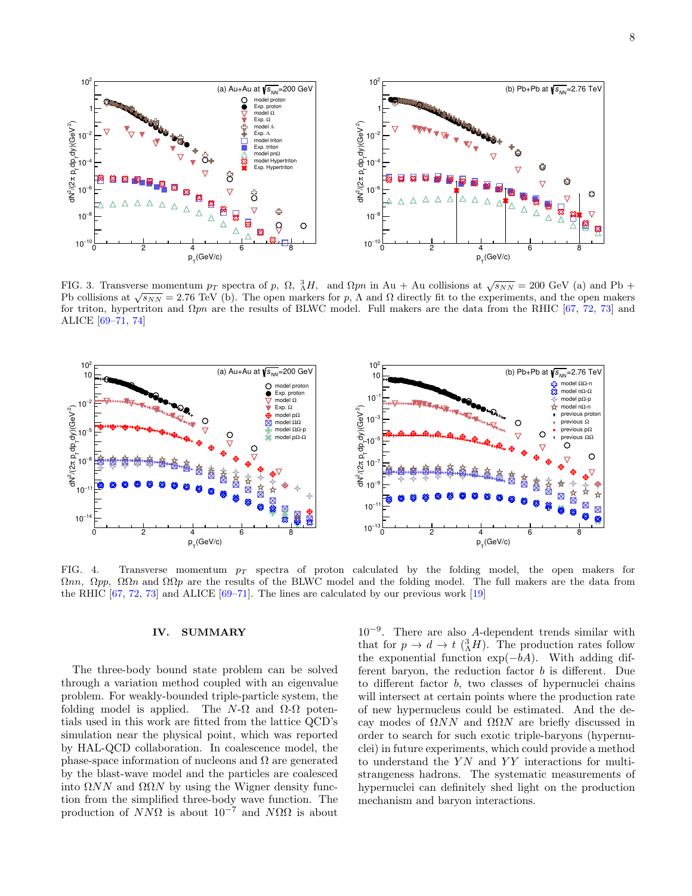FIG. 3. Transverse momentum $p_T$ spectra of $p$, $\Omega$, ${}^3_\Lambda H$, and $\Omega pn$ in Au + Au collisions at $\sqrt{s_{NN}}$ = 200 GeV (a) and Pb + Pb collisions at $\sqrt{s_{NN}}$ = 2.76 TeV (b). The open markers for $p$, $\Lambda$ and $\Omega$ directly fit to the experiments, and the open makers for triton, hypertriton and $\Omega pn$ are the results of BLWC model. Full makers are the data from the RHIC [67, 72, 73] and ALICE [69–71, 74]

FIG. 4. Transverse momentum $p_T$ spectra of proton calculated by the folding model, the open makers for $\Omega nn$, $\Omega pp$, $\Omega\Omega n$ and $\Omega\Omega p$ are the results of the BLWC model and the folding model. The full makers are the data from the RHIC [67, 72, 73] and ALICE [69–71]. The lines are calculated by our previous work [19]

## IV. SUMMARY

The three-body bound state problem can be solved through a variation method coupled with an eigenvalue problem. For weakly-bounded triple-particle system, the folding model is applied. The $N$-$\Omega$ and $\Omega$-$\Omega$ potentials used in this work are fitted from the lattice QCD's simulation near the physical point, which was reported by HAL-QCD collaboration. In coalescence model, the phase-space information of nucleons and $\Omega$ are generated by the blast-wave model and the particles are coalesced into $\Omega NN$ and $\Omega\Omega N$ by using the Wigner density function from the simplified three-body wave function. The production of $NN\Omega$ is about $10^{-7}$ and $N\Omega\Omega$ is about $10^{-9}$. There are also $A$-dependent trends similar with that for $p \to d \to t$ (${}^3_\Lambda H$). The production rates follow the exponential function $\exp(-bA)$. With adding different baryon, the reduction factor $b$ is different. Due to different factor $b$, two classes of hypernuclei chains will intersect at certain points where the production rate of new hypernucleus could be estimated. And the decay modes of $\Omega NN$ and $\Omega\Omega N$ are briefly discussed in order to search for such exotic triple-baryons (hypernuclei) in future experiments, which could provide a method to understand the $YN$ and $YY$ interactions for multi-strangeness hadrons. The systematic measurements of hypernuclei can definitely shed light on the production mechanism and baryon interactions.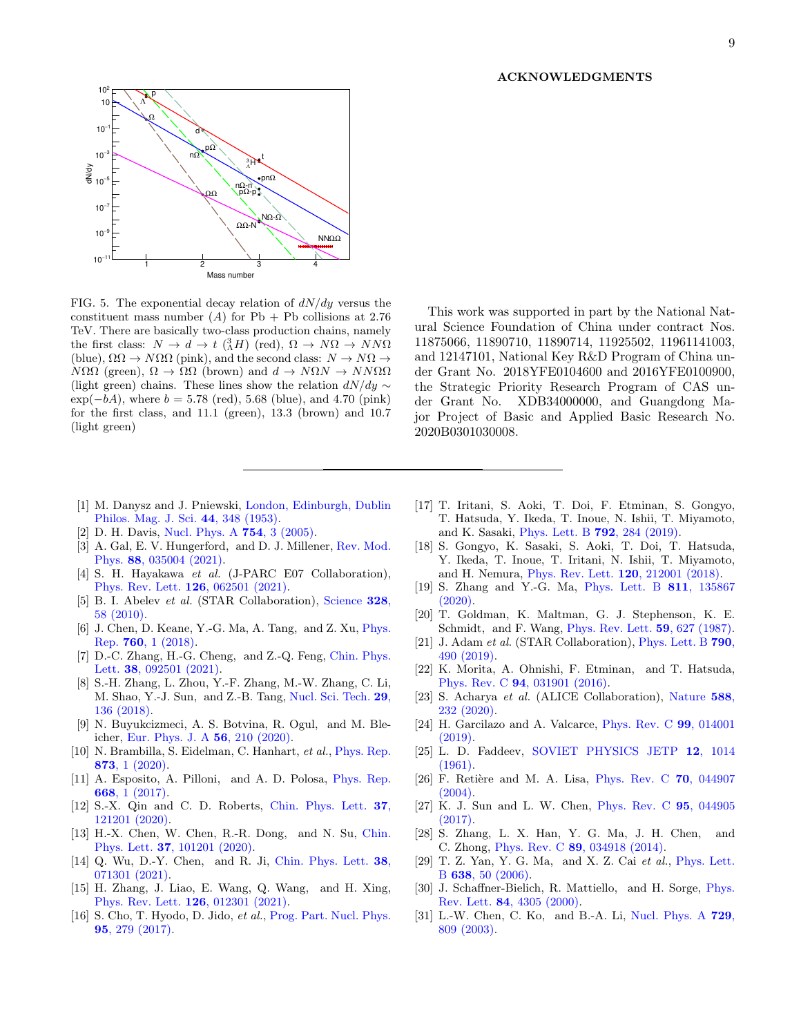FIG. 5. The exponential decay relation of $dN/dy$ versus the constituent mass number ($A$) for Pb + Pb collisions at 2.76 TeV. There are basically two-class production chains, namely the first class: $N \to d \to t$ ($^3_\Lambda H$) (red), $\Omega \to N\Omega \to NN\Omega$ (blue), $\Omega\Omega \to N\Omega\Omega$ (pink), and the second class: $N \to N\Omega \to N\Omega\Omega$ (green), $\Omega \to \Omega\Omega$ (brown) and $d \to N\Omega N \to NN\Omega\Omega$ (light green) chains. These lines show the relation $dN/dy \sim \exp(-bA)$, where $b = 5.78$ (red), 5.68 (blue), and 4.70 (pink) for the first class, and 11.1 (green), 13.3 (brown) and 10.7 (light green)

## ACKNOWLEDGMENTS

This work was supported in part by the National Natural Science Foundation of China under contract Nos. 11875066, 11890710, 11890714, 11925502, 11961141003, and 12147101, National Key R&D Program of China under Grant No. 2018YFE0104600 and 2016YFE0100900, the Strategic Priority Research Program of CAS under Grant No. XDB34000000, and Guangdong Major Project of Basic and Applied Basic Research No. 2020B0301030008.

---

[1] M. Danysz and J. Pniewski, London, Edinburgh, Dublin Philos. Mag. J. Sci. **44**, 348 (1953).
[2] D. H. Davis, Nucl. Phys. A **754**, 3 (2005).
[3] A. Gal, E. V. Hungerford, and D. J. Millener, Rev. Mod. Phys. **88**, 035004 (2021).
[4] S. H. Hayakawa *et al.* (J-PARC E07 Collaboration), Phys. Rev. Lett. **126**, 062501 (2021).
[5] B. I. Abelev *et al.* (STAR Collaboration), Science **328**, 58 (2010).
[6] J. Chen, D. Keane, Y.-G. Ma, A. Tang, and Z. Xu, Phys. Rep. **760**, 1 (2018).
[7] D.-C. Zhang, H.-G. Cheng, and Z.-Q. Feng, Chin. Phys. Lett. **38**, 092501 (2021).
[8] S.-H. Zhang, L. Zhou, Y.-F. Zhang, M.-W. Zhang, C. Li, M. Shao, Y.-J. Sun, and Z.-B. Tang, Nucl. Sci. Tech. **29**, 136 (2018).
[9] N. Buyukcizmeci, A. S. Botvina, R. Ogul, and M. Bleicher, Eur. Phys. J. A **56**, 210 (2020).
[10] N. Brambilla, S. Eidelman, C. Hanhart, *et al.*, Phys. Rep. **873**, 1 (2020).
[11] A. Esposito, A. Pilloni, and A. D. Polosa, Phys. Rep. **668**, 1 (2017).
[12] S.-X. Qin and C. D. Roberts, Chin. Phys. Lett. **37**, 121201 (2020).
[13] H.-X. Chen, W. Chen, R.-R. Dong, and N. Su, Chin. Phys. Lett. **37**, 101201 (2020).
[14] Q. Wu, D.-Y. Chen, and R. Ji, Chin. Phys. Lett. **38**, 071301 (2021).
[15] H. Zhang, J. Liao, E. Wang, Q. Wang, and H. Xing, Phys. Rev. Lett. **126**, 012301 (2021).
[16] S. Cho, T. Hyodo, D. Jido, *et al.*, Prog. Part. Nucl. Phys. **95**, 279 (2017).
[17] T. Iritani, S. Aoki, T. Doi, F. Etminan, S. Gongyo, T. Hatsuda, Y. Ikeda, T. Inoue, N. Ishii, T. Miyamoto, and K. Sasaki, Phys. Lett. B **792**, 284 (2019).
[18] S. Gongyo, K. Sasaki, S. Aoki, T. Doi, T. Hatsuda, Y. Ikeda, T. Inoue, T. Iritani, N. Ishii, T. Miyamoto, and H. Nemura, Phys. Rev. Lett. **120**, 212001 (2018).
[19] S. Zhang and Y.-G. Ma, Phys. Lett. B **811**, 135867 (2020).
[20] T. Goldman, K. Maltman, G. J. Stephenson, K. E. Schmidt, and F. Wang, Phys. Rev. Lett. **59**, 627 (1987).
[21] J. Adam *et al.* (STAR Collaboration), Phys. Lett. B **790**, 490 (2019).
[22] K. Morita, A. Ohnishi, F. Etminan, and T. Hatsuda, Phys. Rev. C **94**, 031901 (2016).
[23] S. Acharya *et al.* (ALICE Collaboration), Nature **588**, 232 (2020).
[24] H. Garcilazo and A. Valcarce, Phys. Rev. C **99**, 014001 (2019).
[25] L. D. Faddeev, SOVIET PHYSICS JETP **12**, 1014 (1961).
[26] F. Retière and M. A. Lisa, Phys. Rev. C **70**, 044907 (2004).
[27] K. J. Sun and L. W. Chen, Phys. Rev. C **95**, 044905 (2017).
[28] S. Zhang, L. X. Han, Y. G. Ma, J. H. Chen, and C. Zhong, Phys. Rev. C **89**, 034918 (2014).
[29] T. Z. Yan, Y. G. Ma, and X. Z. Cai *et al.*, Phys. Lett. B **638**, 50 (2006).
[30] J. Schaffner-Bielich, R. Mattiello, and H. Sorge, Phys. Rev. Lett. **84**, 4305 (2000).
[31] L.-W. Chen, C. Ko, and B.-A. Li, Nucl. Phys. A **729**, 809 (2003).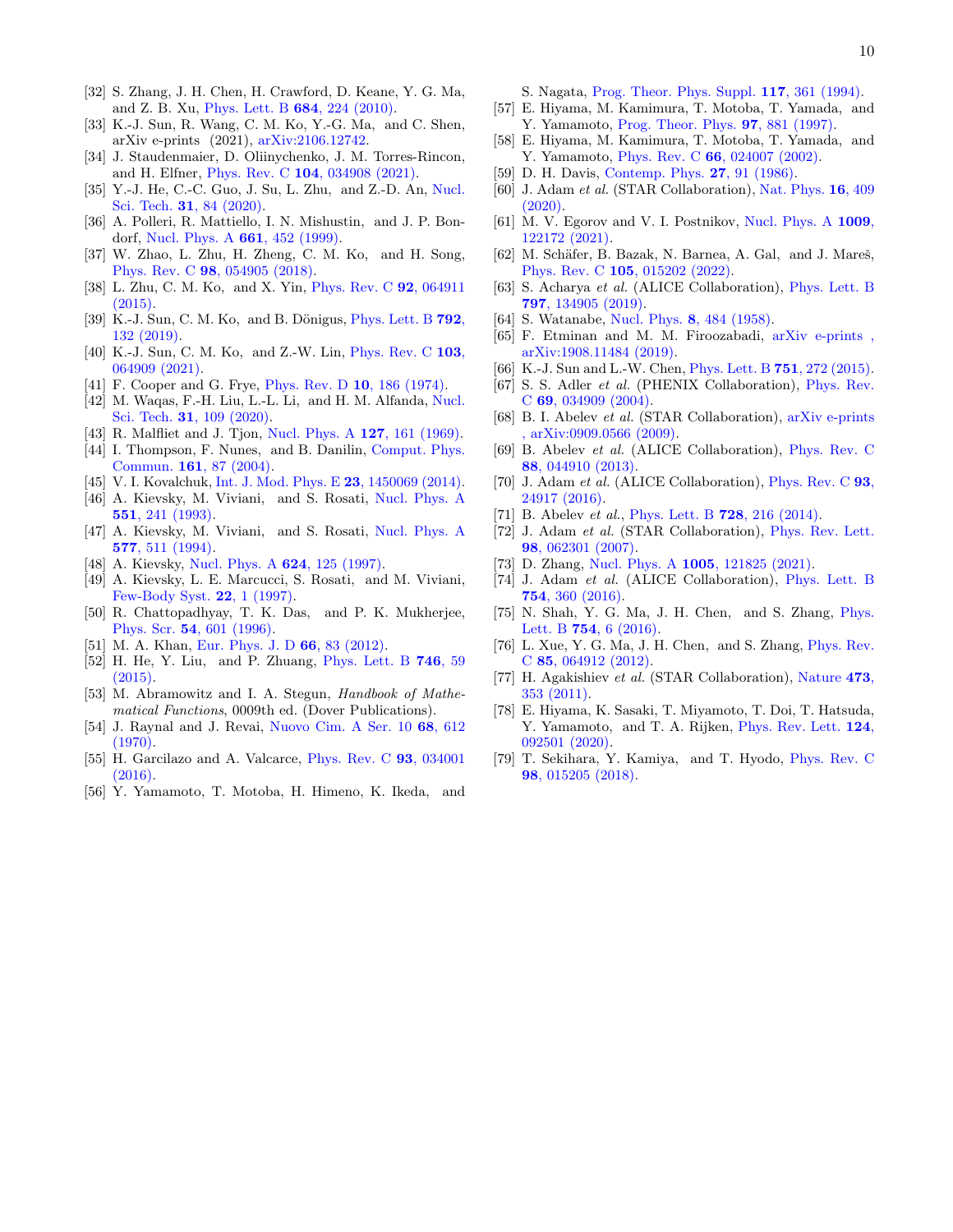[32] S. Zhang, J. H. Chen, H. Crawford, D. Keane, Y. G. Ma, and Z. B. Xu, Phys. Lett. B **684**, 224 (2010).

[33] K.-J. Sun, R. Wang, C. M. Ko, Y.-G. Ma, and C. Shen, arXiv e-prints (2021), arXiv:2106.12742.

[34] J. Staudenmaier, D. Oliinychenko, J. M. Torres-Rincon, and H. Elfner, Phys. Rev. C **104**, 034908 (2021).

[35] Y.-J. He, C.-C. Guo, J. Su, L. Zhu, and Z.-D. An, Nucl. Sci. Tech. **31**, 84 (2020).

[36] A. Polleri, R. Mattiello, I. N. Mishustin, and J. P. Bondorf, Nucl. Phys. A **661**, 452 (1999).

[37] W. Zhao, L. Zhu, H. Zheng, C. M. Ko, and H. Song, Phys. Rev. C **98**, 054905 (2018).

[38] L. Zhu, C. M. Ko, and X. Yin, Phys. Rev. C **92**, 064911 (2015).

[39] K.-J. Sun, C. M. Ko, and B. Dönigus, Phys. Lett. B **792**, 132 (2019).

[40] K.-J. Sun, C. M. Ko, and Z.-W. Lin, Phys. Rev. C **103**, 064909 (2021).

[41] F. Cooper and G. Frye, Phys. Rev. D **10**, 186 (1974).

[42] M. Waqas, F.-H. Liu, L.-L. Li, and H. M. Alfanda, Nucl. Sci. Tech. **31**, 109 (2020).

[43] R. Malfliet and J. Tjon, Nucl. Phys. A **127**, 161 (1969).

[44] I. Thompson, F. Nunes, and B. Danilin, Comput. Phys. Commun. **161**, 87 (2004).

[45] V. I. Kovalchuk, Int. J. Mod. Phys. E **23**, 1450069 (2014).

[46] A. Kievsky, M. Viviani, and S. Rosati, Nucl. Phys. A **551**, 241 (1993).

[47] A. Kievsky, M. Viviani, and S. Rosati, Nucl. Phys. A **577**, 511 (1994).

[48] A. Kievsky, Nucl. Phys. A **624**, 125 (1997).

[49] A. Kievsky, L. E. Marcucci, S. Rosati, and M. Viviani, Few-Body Syst. **22**, 1 (1997).

[50] R. Chattopadhyay, T. K. Das, and P. K. Mukherjee, Phys. Scr. **54**, 601 (1996).

[51] M. A. Khan, Eur. Phys. J. D **66**, 83 (2012).

[52] H. He, Y. Liu, and P. Zhuang, Phys. Lett. B **746**, 59 (2015).

[53] M. Abramowitz and I. A. Stegun, *Handbook of Mathematical Functions*, 0009th ed. (Dover Publications).

[54] J. Raynal and J. Revai, Nuovo Cim. A Ser. 10 **68**, 612 (1970).

[55] H. Garcilazo and A. Valcarce, Phys. Rev. C **93**, 034001 (2016).

[56] Y. Yamamoto, T. Motoba, H. Himeno, K. Ikeda, and S. Nagata, Prog. Theor. Phys. Suppl. **117**, 361 (1994).

[57] E. Hiyama, M. Kamimura, T. Motoba, T. Yamada, and Y. Yamamoto, Prog. Theor. Phys. **97**, 881 (1997).

[58] E. Hiyama, M. Kamimura, T. Motoba, T. Yamada, and Y. Yamamoto, Phys. Rev. C **66**, 024007 (2002).

[59] D. H. Davis, Contemp. Phys. **27**, 91 (1986).

[60] J. Adam *et al.* (STAR Collaboration), Nat. Phys. **16**, 409 (2020).

[61] M. V. Egorov and V. I. Postnikov, Nucl. Phys. A **1009**, 122172 (2021).

[62] M. Schäfer, B. Bazak, N. Barnea, A. Gal, and J. Mareš, Phys. Rev. C **105**, 015202 (2022).

[63] S. Acharya *et al.* (ALICE Collaboration), Phys. Lett. B **797**, 134905 (2019).

[64] S. Watanabe, Nucl. Phys. **8**, 484 (1958).

[65] F. Etminan and M. M. Firoozabadi, arXiv e-prints , arXiv:1908.11484 (2019).

[66] K.-J. Sun and L.-W. Chen, Phys. Lett. B **751**, 272 (2015).

[67] S. S. Adler *et al.* (PHENIX Collaboration), Phys. Rev. C **69**, 034909 (2004).

[68] B. I. Abelev *et al.* (STAR Collaboration), arXiv e-prints , arXiv:0909.0566 (2009).

[69] B. Abelev *et al.* (ALICE Collaboration), Phys. Rev. C **88**, 044910 (2013).

[70] J. Adam *et al.* (ALICE Collaboration), Phys. Rev. C **93**, 24917 (2016).

[71] B. Abelev *et al.*, Phys. Lett. B **728**, 216 (2014).

[72] J. Adam *et al.* (STAR Collaboration), Phys. Rev. Lett. **98**, 062301 (2007).

[73] D. Zhang, Nucl. Phys. A **1005**, 121825 (2021).

[74] J. Adam *et al.* (ALICE Collaboration), Phys. Lett. B **754**, 360 (2016).

[75] N. Shah, Y. G. Ma, J. H. Chen, and S. Zhang, Phys. Lett. B **754**, 6 (2016).

[76] L. Xue, Y. G. Ma, J. H. Chen, and S. Zhang, Phys. Rev. C **85**, 064912 (2012).

[77] H. Agakishiev *et al.* (STAR Collaboration), Nature **473**, 353 (2011).

[78] E. Hiyama, K. Sasaki, T. Miyamoto, T. Doi, T. Hatsuda, Y. Yamamoto, and T. A. Rijken, Phys. Rev. Lett. **124**, 092501 (2020).

[79] T. Sekihara, Y. Kamiya, and T. Hyodo, Phys. Rev. C **98**, 015205 (2018).